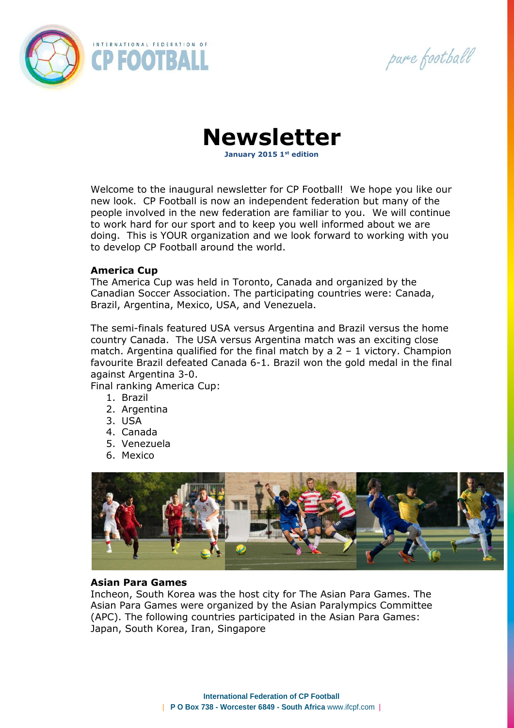# Newsletter

**January 2015 1st edition**

Welcome to the inaugural newsletter for CP Football! We hope you like our new look. CP Football is now an independent federation but many of the people involved in the new federation are familiar to you. We will continue to work hard for our sport and to keep you well informed about we are doing. This is YOUR organization and we look forward to working with you to develop CP Football around the world.

**America Cup**

The America Cup was held in Toronto, Canada and organized by the Canadian Soccer Association. The participating countries were: Canada, Brazil, Argentina, Mexico, USA, and Venezuela.

The semi-finals featured USA versus Argentina and Brazil versus the home country Canada. The USA versus Argentina match was an exciting close match. Argentina qualified for the final match by a 2 – 1 victory. Champion favourite Brazil defeated Canada 6-1. Brazil won the gold medal in the final against Argentina 3-0.

Final ranking America Cup:

1. Brazil
2. Argentina
3. USA
4. Canada
5. Venezuela
6. Mexico

**Asian Para Games**

Incheon, South Korea was the host city for The Asian Para Games. The Asian Para Games were organized by the Asian Paralympics Committee (APC). The following countries participated in the Asian Para Games: Japan, South Korea, Iran, Singapore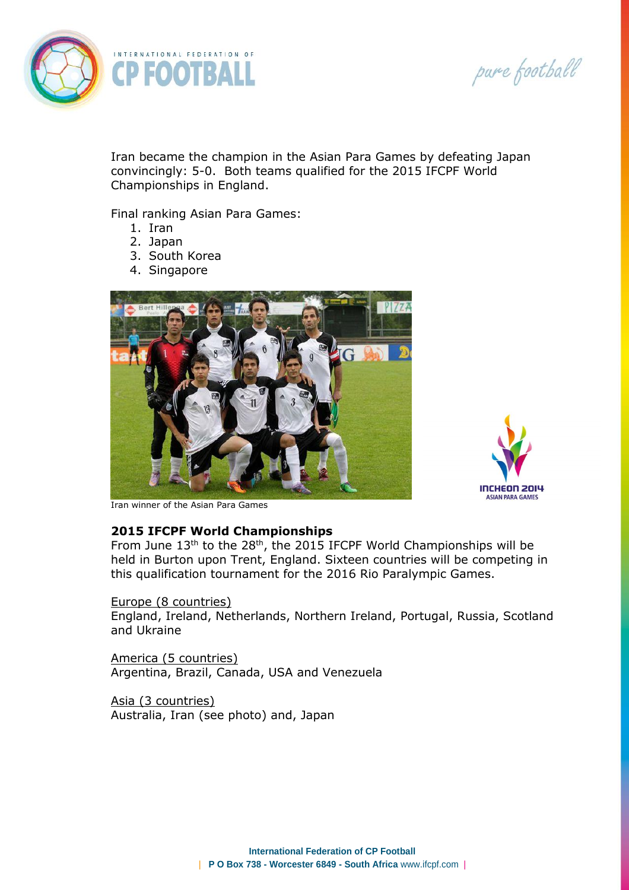Iran became the champion in the Asian Para Games by defeating Japan convincingly: 5-0. Both teams qualified for the 2015 IFCPF World Championships in England.

Final ranking Asian Para Games:

1. Iran
2. Japan
3. South Korea
4. Singapore

Iran winner of the Asian Para Games

### 2015 IFCPF World Championships

From June 13th to the 28th, the 2015 IFCPF World Championships will be held in Burton upon Trent, England. Sixteen countries will be competing in this qualification tournament for the 2016 Rio Paralympic Games.

Europe (8 countries)
England, Ireland, Netherlands, Northern Ireland, Portugal, Russia, Scotland and Ukraine

America (5 countries)
Argentina, Brazil, Canada, USA and Venezuela

Asia (3 countries)
Australia, Iran (see photo) and, Japan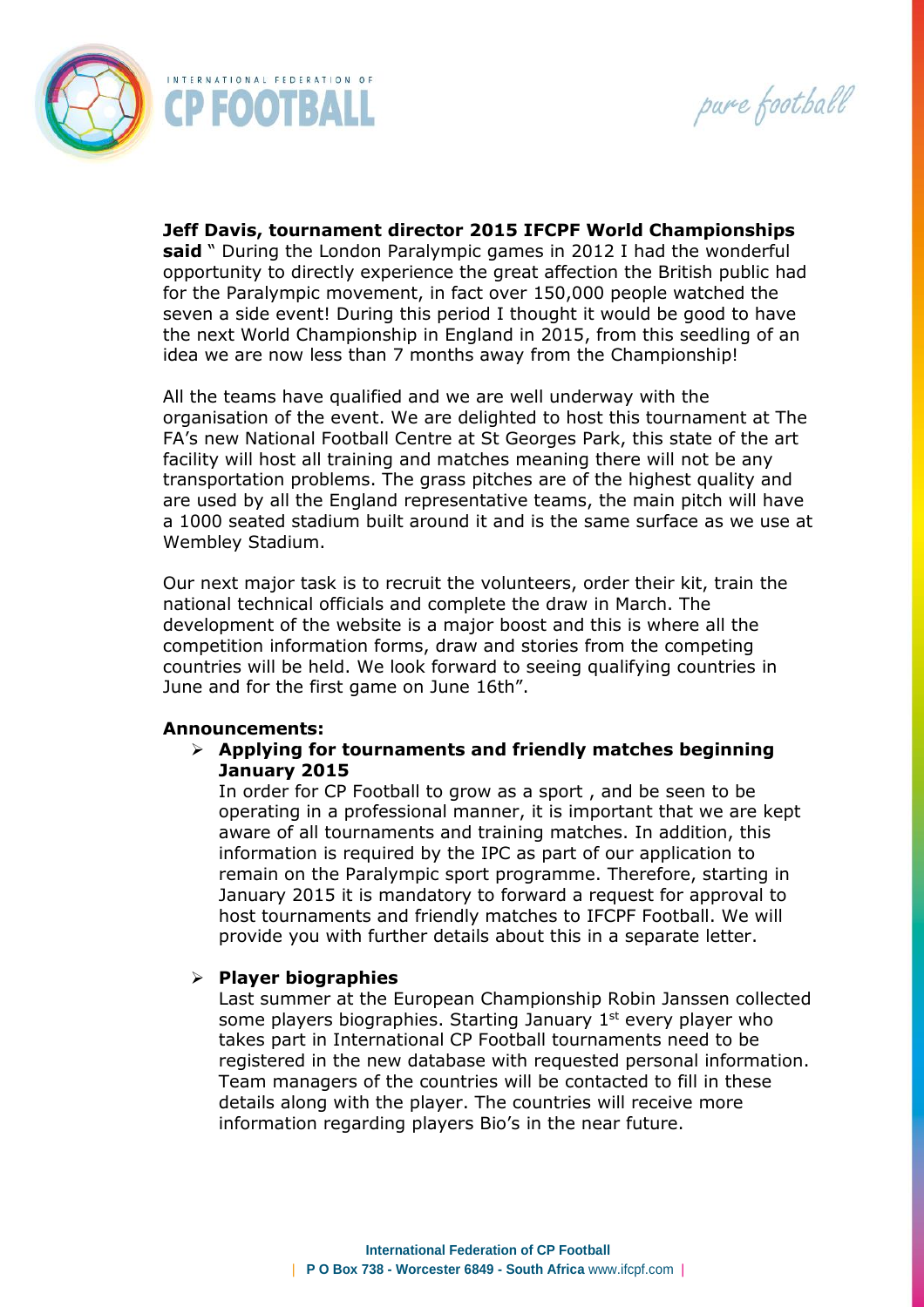**Jeff Davis, tournament director 2015 IFCPF World Championships said** " During the London Paralympic games in 2012 I had the wonderful opportunity to directly experience the great affection the British public had for the Paralympic movement, in fact over 150,000 people watched the seven a side event! During this period I thought it would be good to have the next World Championship in England in 2015, from this seedling of an idea we are now less than 7 months away from the Championship!

All the teams have qualified and we are well underway with the organisation of the event. We are delighted to host this tournament at The FA's new National Football Centre at St Georges Park, this state of the art facility will host all training and matches meaning there will not be any transportation problems. The grass pitches are of the highest quality and are used by all the England representative teams, the main pitch will have a 1000 seated stadium built around it and is the same surface as we use at Wembley Stadium.

Our next major task is to recruit the volunteers, order their kit, train the national technical officials and complete the draw in March. The development of the website is a major boost and this is where all the competition information forms, draw and stories from the competing countries will be held. We look forward to seeing qualifying countries in June and for the first game on June 16th".

**Announcements:**

- **Applying for tournaments and friendly matches beginning January 2015**

  In order for CP Football to grow as a sport , and be seen to be operating in a professional manner, it is important that we are kept aware of all tournaments and training matches. In addition, this information is required by the IPC as part of our application to remain on the Paralympic sport programme. Therefore, starting in January 2015 it is mandatory to forward a request for approval to host tournaments and friendly matches to IFCPF Football. We will provide you with further details about this in a separate letter.

- **Player biographies**

  Last summer at the European Championship Robin Janssen collected some players biographies. Starting January 1st every player who takes part in International CP Football tournaments need to be registered in the new database with requested personal information. Team managers of the countries will be contacted to fill in these details along with the player. The countries will receive more information regarding players Bio's in the near future.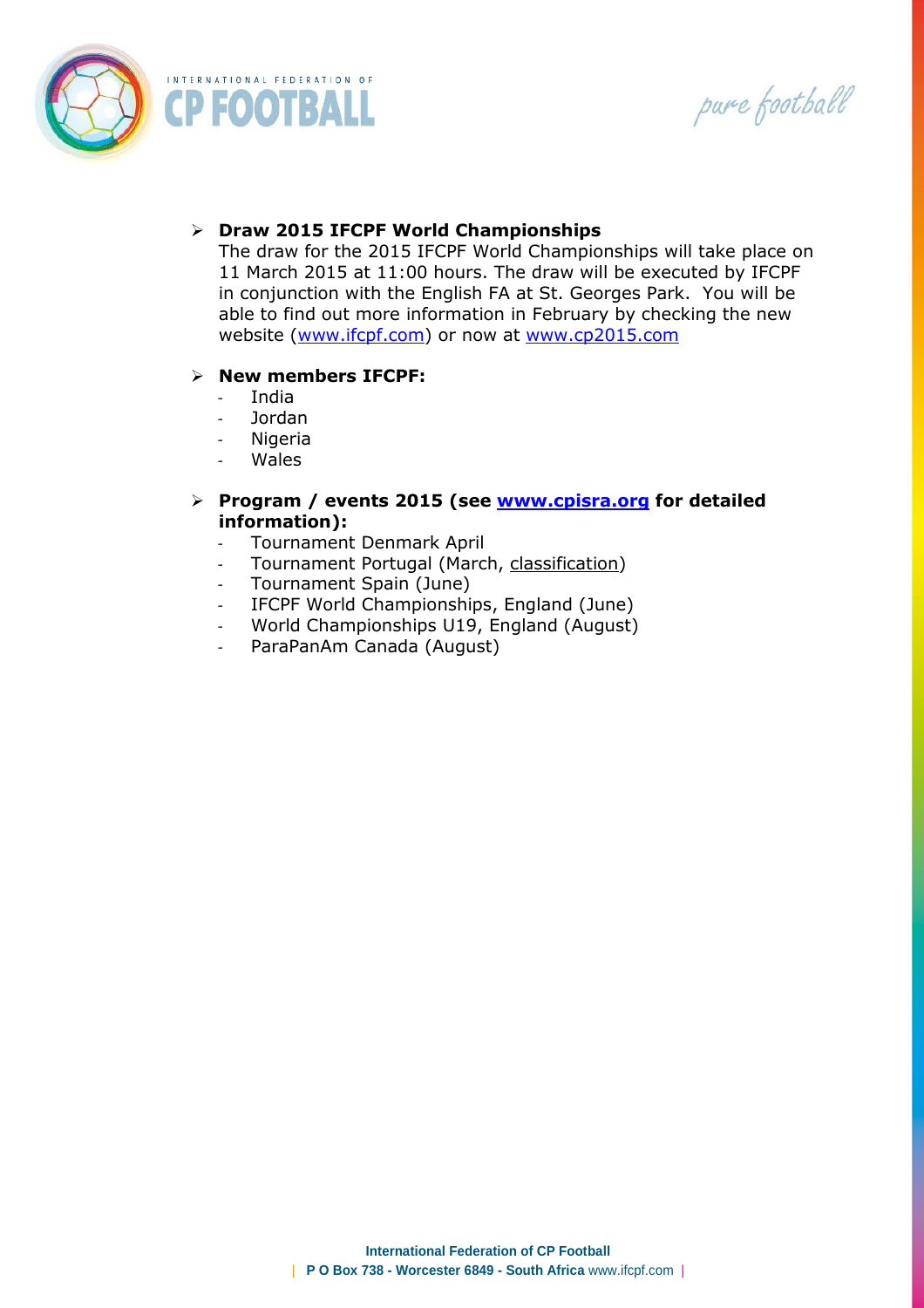- **Draw 2015 IFCPF World Championships**
  The draw for the 2015 IFCPF World Championships will take place on 11 March 2015 at 11:00 hours. The draw will be executed by IFCPF in conjunction with the English FA at St. Georges Park. You will be able to find out more information in February by checking the new website (www.ifcpf.com) or now at www.cp2015.com

- **New members IFCPF:**
  - India
  - Jordan
  - Nigeria
  - Wales

- **Program / events 2015 (see www.cpisra.org for detailed information):**
  - Tournament Denmark April
  - Tournament Portugal (March, classification)
  - Tournament Spain (June)
  - IFCPF World Championships, England (June)
  - World Championships U19, England (August)
  - ParaPanAm Canada (August)